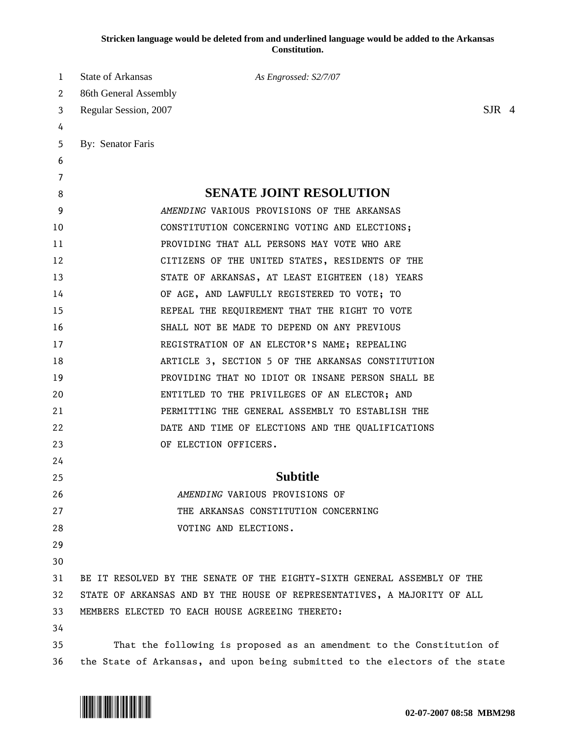**Stricken language would be deleted from and underlined language would be added to the Arkansas Constitution.**

State of Arkansas *As Engrossed: S2/7/07*
86th General Assembly
Regular Session, 2007 SJR 4

By: Senator Faris

# SENATE JOINT RESOLUTION

*AMENDING* VARIOUS PROVISIONS OF THE ARKANSAS CONSTITUTION CONCERNING VOTING AND ELECTIONS; PROVIDING THAT ALL PERSONS MAY VOTE WHO ARE CITIZENS OF THE UNITED STATES, RESIDENTS OF THE STATE OF ARKANSAS, AT LEAST EIGHTEEN (18) YEARS OF AGE, AND LAWFULLY REGISTERED TO VOTE; TO REPEAL THE REQUIREMENT THAT THE RIGHT TO VOTE SHALL NOT BE MADE TO DEPEND ON ANY PREVIOUS REGISTRATION OF AN ELECTOR'S NAME; REPEALING ARTICLE 3, SECTION 5 OF THE ARKANSAS CONSTITUTION PROVIDING THAT NO IDIOT OR INSANE PERSON SHALL BE ENTITLED TO THE PRIVILEGES OF AN ELECTOR; AND PERMITTING THE GENERAL ASSEMBLY TO ESTABLISH THE DATE AND TIME OF ELECTIONS AND THE QUALIFICATIONS OF ELECTION OFFICERS.

## Subtitle

*AMENDING* VARIOUS PROVISIONS OF THE ARKANSAS CONSTITUTION CONCERNING VOTING AND ELECTIONS.

BE IT RESOLVED BY THE SENATE OF THE EIGHTY-SIXTH GENERAL ASSEMBLY OF THE STATE OF ARKANSAS AND BY THE HOUSE OF REPRESENTATIVES, A MAJORITY OF ALL MEMBERS ELECTED TO EACH HOUSE AGREEING THERETO:

That the following is proposed as an amendment to the Constitution of the State of Arkansas, and upon being submitted to the electors of the state

02-07-2007 08:58 MBM298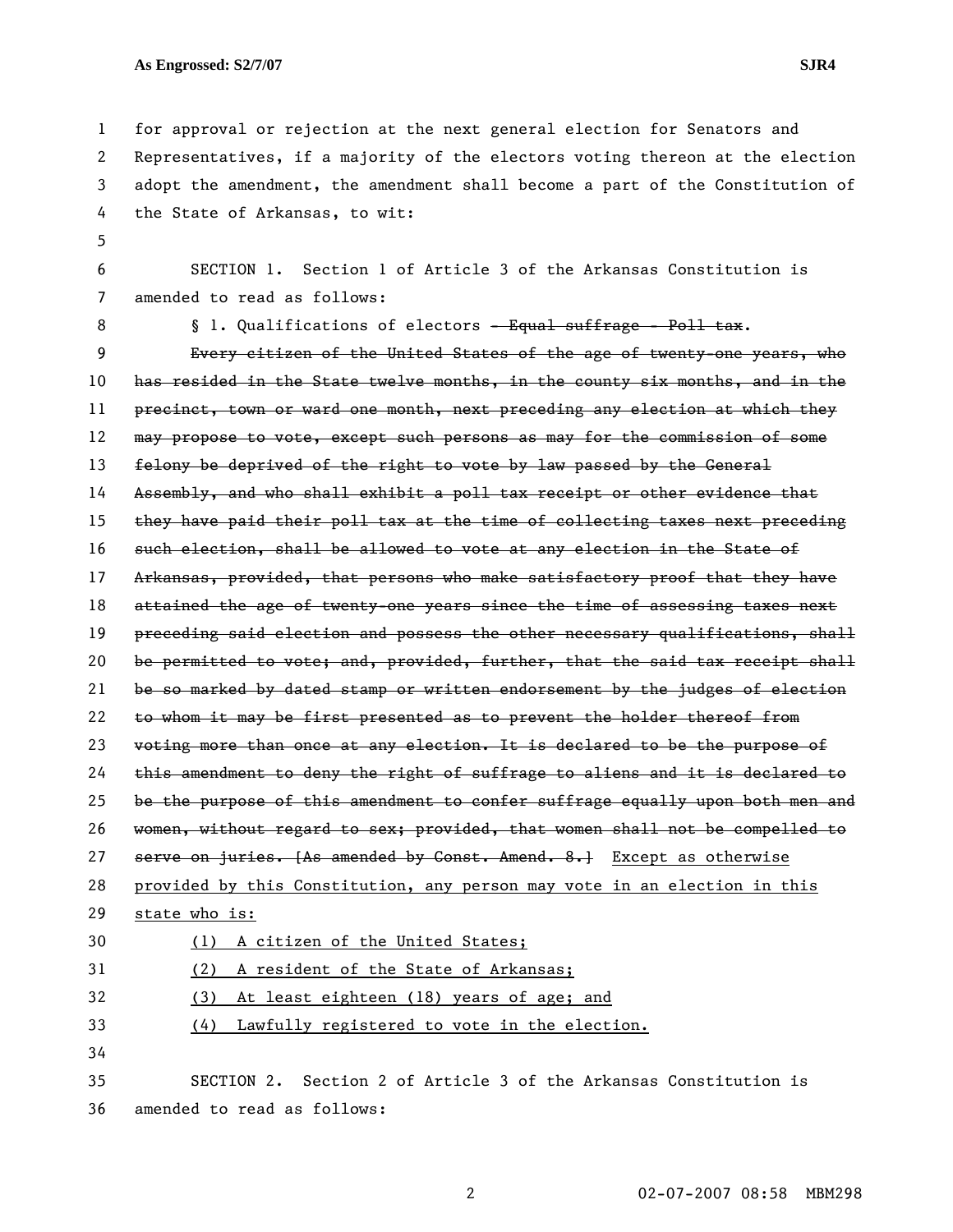for approval or rejection at the next general election for Senators and Representatives, if a majority of the electors voting thereon at the election adopt the amendment, the amendment shall become a part of the Constitution of the State of Arkansas, to wit:

SECTION 1. Section 1 of Article 3 of the Arkansas Constitution is amended to read as follows:

§ 1. Qualifications of electors ~~- Equal suffrage - Poll tax~~.

~~Every citizen of the United States of the age of twenty-one years, who has resided in the State twelve months, in the county six months, and in the precinct, town or ward one month, next preceding any election at which they may propose to vote, except such persons as may for the commission of some felony be deprived of the right to vote by law passed by the General Assembly, and who shall exhibit a poll tax receipt or other evidence that they have paid their poll tax at the time of collecting taxes next preceding such election, shall be allowed to vote at any election in the State of Arkansas, provided, that persons who make satisfactory proof that they have attained the age of twenty-one years since the time of assessing taxes next preceding said election and possess the other necessary qualifications, shall be permitted to vote; and, provided, further, that the said tax receipt shall be so marked by dated stamp or written endorsement by the judges of election to whom it may be first presented as to prevent the holder thereof from voting more than once at any election. It is declared to be the purpose of this amendment to deny the right of suffrage to aliens and it is declared to be the purpose of this amendment to confer suffrage equally upon both men and women, without regard to sex; provided, that women shall not be compelled to serve on juries. [As amended by Const. Amend. 8.]~~ <u>Except as otherwise provided by this Constitution, any person may vote in an election in this state who is:</u>

<u>(1) A citizen of the United States;</u>

<u>(2) A resident of the State of Arkansas;</u>

<u>(3) At least eighteen (18) years of age; and</u>

<u>(4) Lawfully registered to vote in the election.</u>

SECTION 2. Section 2 of Article 3 of the Arkansas Constitution is amended to read as follows: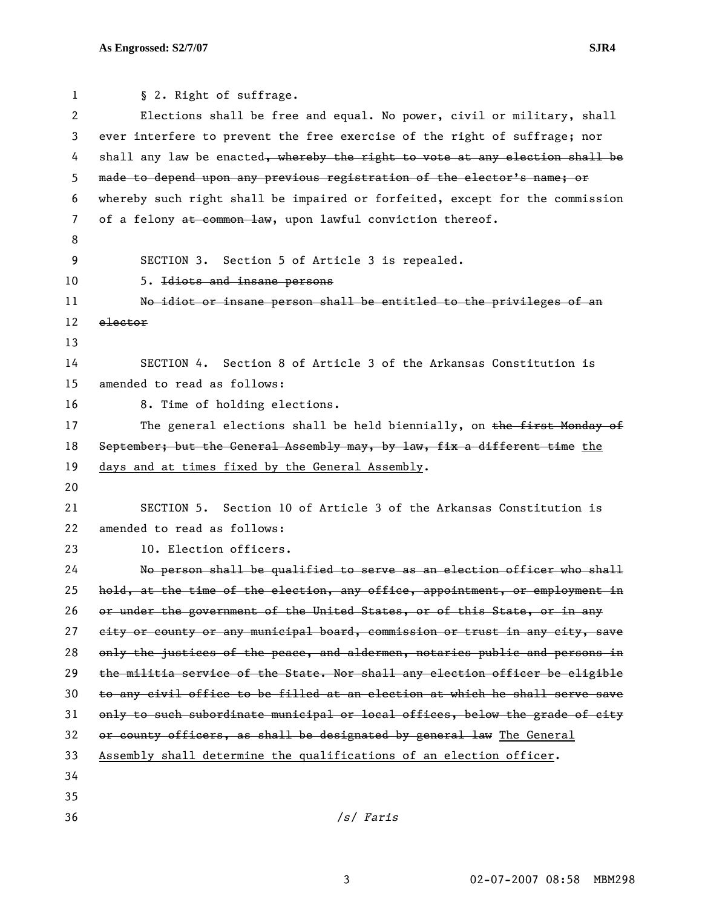§ 2. Right of suffrage.

Elections shall be free and equal. No power, civil or military, shall ever interfere to prevent the free exercise of the right of suffrage; nor shall any law be enacted~~, whereby the right to vote at any election shall be made to depend upon any previous registration of the elector's name; or~~ whereby such right shall be impaired or forfeited, except for the commission of a felony ~~at common law~~, upon lawful conviction thereof.

SECTION 3. Section 5 of Article 3 is repealed.

5. ~~Idiots and insane persons~~

~~No idiot or insane person shall be entitled to the privileges of an elector~~

SECTION 4. Section 8 of Article 3 of the Arkansas Constitution is amended to read as follows:

8. Time of holding elections.

The general elections shall be held biennially, on ~~the first Monday of September; but the General Assembly may, by law, fix a different time~~ <u>the days and at times fixed by the General Assembly</u>.

SECTION 5. Section 10 of Article 3 of the Arkansas Constitution is amended to read as follows:

10. Election officers.

~~No person shall be qualified to serve as an election officer who shall hold, at the time of the election, any office, appointment, or employment in or under the government of the United States, or of this State, or in any city or county or any municipal board, commission or trust in any city, save only the justices of the peace, and aldermen, notaries public and persons in the militia service of the State. Nor shall any election officer be eligible to any civil office to be filled at an election at which he shall serve save only to such subordinate municipal or local offices, below the grade of city or county officers, as shall be designated by general law~~ <u>The General Assembly shall determine the qualifications of an election officer</u>.

*/s/ Faris*